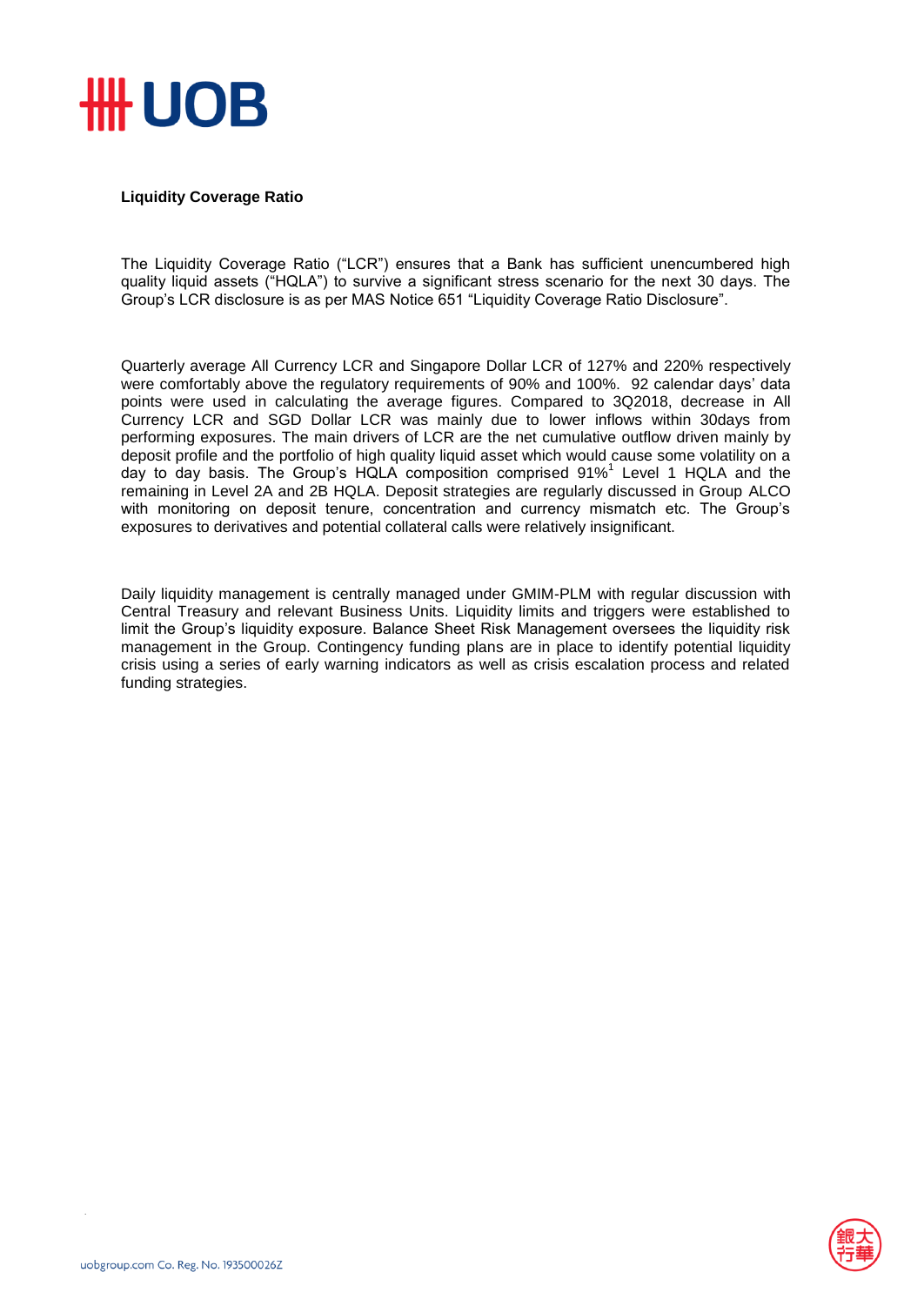## Liquidity Coverage Ratio

The Liquidity Coverage Ratio ("LCR") ensures that a Bank has sufficient unencumbered high quality liquid assets ("HQLA") to survive a significant stress scenario for the next 30 days. The Group's LCR disclosure is as per MAS Notice 651 "Liquidity Coverage Ratio Disclosure".

Quarterly average All Currency LCR and Singapore Dollar LCR of 127% and 220% respectively were comfortably above the regulatory requirements of 90% and 100%. 92 calendar days' data points were used in calculating the average figures. Compared to 3Q2018, decrease in All Currency LCR and SGD Dollar LCR was mainly due to lower inflows within 30days from performing exposures. The main drivers of LCR are the net cumulative outflow driven mainly by deposit profile and the portfolio of high quality liquid asset which would cause some volatility on a day to day basis. The Group's HQLA composition comprised 91%[1] Level 1 HQLA and the remaining in Level 2A and 2B HQLA. Deposit strategies are regularly discussed in Group ALCO with monitoring on deposit tenure, concentration and currency mismatch etc. The Group's exposures to derivatives and potential collateral calls were relatively insignificant.

Daily liquidity management is centrally managed under GMIM-PLM with regular discussion with Central Treasury and relevant Business Units. Liquidity limits and triggers were established to limit the Group's liquidity exposure. Balance Sheet Risk Management oversees the liquidity risk management in the Group. Contingency funding plans are in place to identify potential liquidity crisis using a series of early warning indicators as well as crisis escalation process and related funding strategies.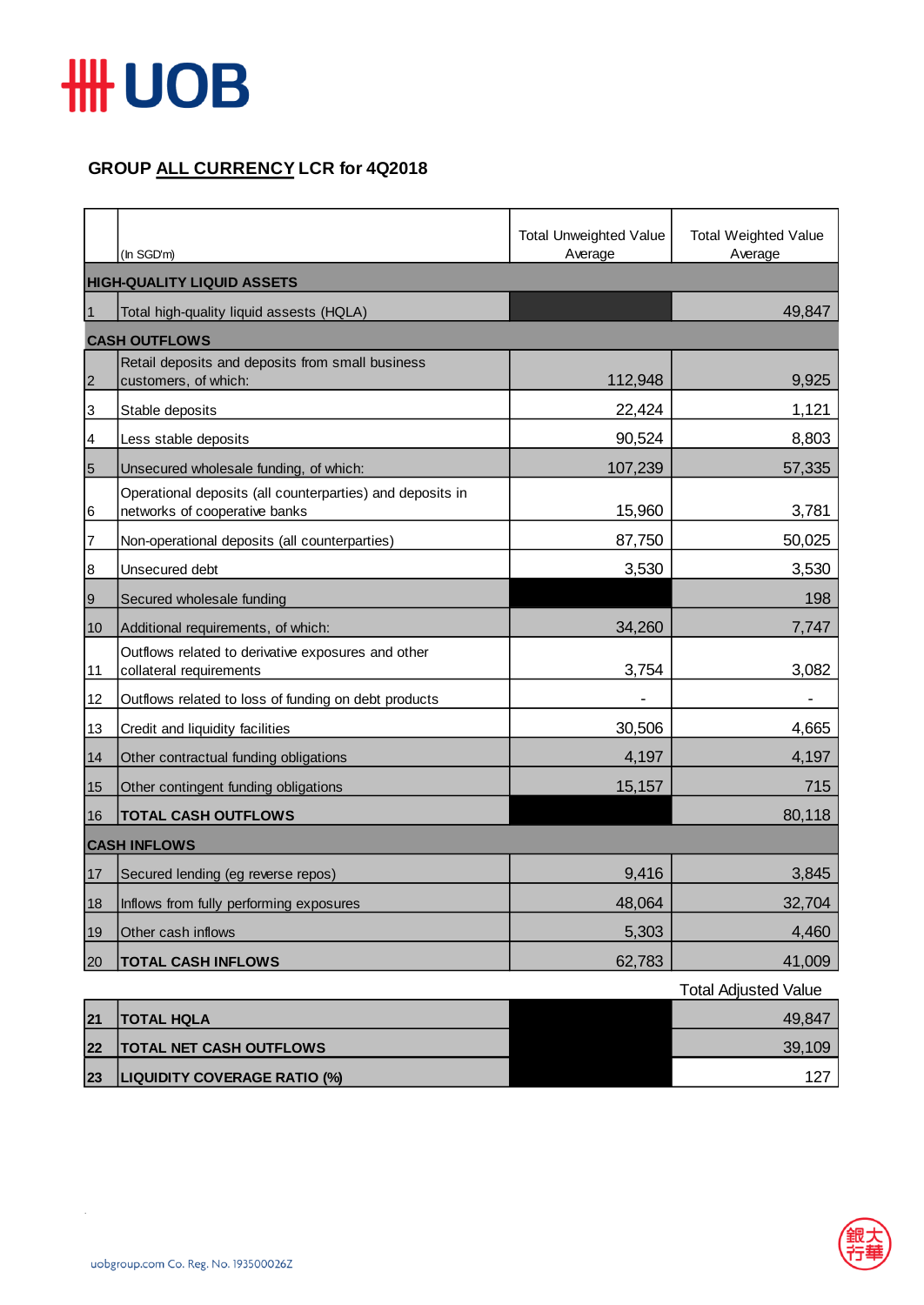## GROUP ALL CURRENCY LCR for 4Q2018

| | (In SGD'm) | Total Unweighted Value Average | Total Weighted Value Average |
|---|---|---|---|
| **HIGH-QUALITY LIQUID ASSETS** | | | |
| 1 | Total high-quality liquid assests (HQLA) | | 49,847 |
| **CASH OUTFLOWS** | | | |
| 2 | Retail deposits and deposits from small business customers, of which: | 112,948 | 9,925 |
| 3 | Stable deposits | 22,424 | 1,121 |
| 4 | Less stable deposits | 90,524 | 8,803 |
| 5 | Unsecured wholesale funding, of which: | 107,239 | 57,335 |
| 6 | Operational deposits (all counterparties) and deposits in networks of cooperative banks | 15,960 | 3,781 |
| 7 | Non-operational deposits (all counterparties) | 87,750 | 50,025 |
| 8 | Unsecured debt | 3,530 | 3,530 |
| 9 | Secured wholesale funding | | 198 |
| 10 | Additional requirements, of which: | 34,260 | 7,747 |
| 11 | Outflows related to derivative exposures and other collateral requirements | 3,754 | 3,082 |
| 12 | Outflows related to loss of funding on debt products | - | - |
| 13 | Credit and liquidity facilities | 30,506 | 4,665 |
| 14 | Other contractual funding obligations | 4,197 | 4,197 |
| 15 | Other contingent funding obligations | 15,157 | 715 |
| 16 | **TOTAL CASH OUTFLOWS** | | 80,118 |
| **CASH INFLOWS** | | | |
| 17 | Secured lending (eg reverse repos) | 9,416 | 3,845 |
| 18 | Inflows from fully performing exposures | 48,064 | 32,704 |
| 19 | Other cash inflows | 5,303 | 4,460 |
| 20 | **TOTAL CASH INFLOWS** | 62,783 | 41,009 |

| | | | Total Adjusted Value |
|---|---|---|---|
| **21** | **TOTAL HQLA** | | 49,847 |
| **22** | **TOTAL NET CASH OUTFLOWS** | | 39,109 |
| **23** | **LIQUIDITY COVERAGE RATIO (%)** | | 127 |

uobgroup.com Co. Reg. No. 193500026Z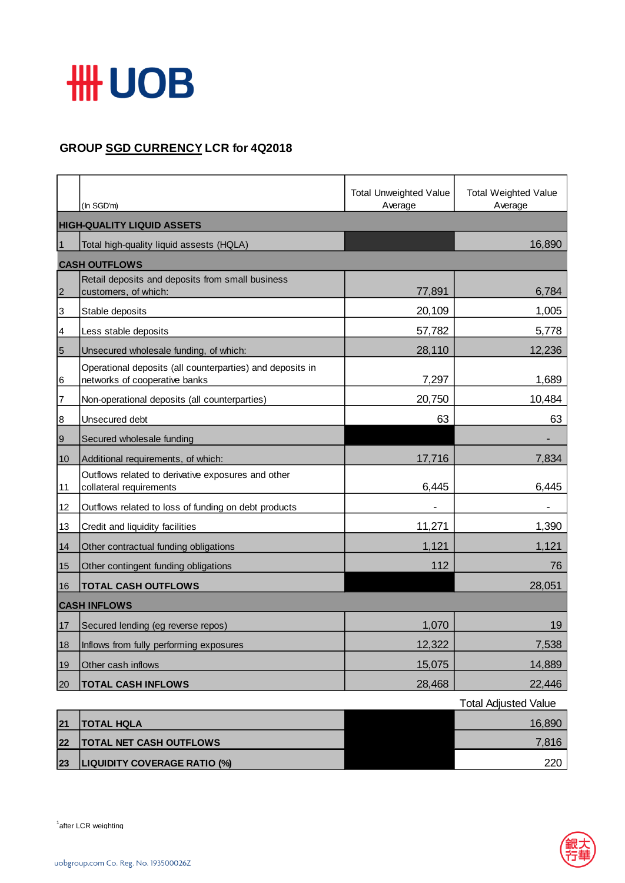## GROUP SGD CURRENCY LCR for 4Q2018

| | (In SGD'm) | Total Unweighted Value Average | Total Weighted Value Average |
|---|---|---|---|
| **HIGH-QUALITY LIQUID ASSETS** | | | |
| 1 | Total high-quality liquid assests (HQLA) | | 16,890 |
| **CASH OUTFLOWS** | | | |
| 2 | Retail deposits and deposits from small business customers, of which: | 77,891 | 6,784 |
| 3 | Stable deposits | 20,109 | 1,005 |
| 4 | Less stable deposits | 57,782 | 5,778 |
| 5 | Unsecured wholesale funding, of which: | 28,110 | 12,236 |
| 6 | Operational deposits (all counterparties) and deposits in networks of cooperative banks | 7,297 | 1,689 |
| 7 | Non-operational deposits (all counterparties) | 20,750 | 10,484 |
| 8 | Unsecured debt | 63 | 63 |
| 9 | Secured wholesale funding | | - |
| 10 | Additional requirements, of which: | 17,716 | 7,834 |
| 11 | Outflows related to derivative exposures and other collateral requirements | 6,445 | 6,445 |
| 12 | Outflows related to loss of funding on debt products | - | - |
| 13 | Credit and liquidity facilities | 11,271 | 1,390 |
| 14 | Other contractual funding obligations | 1,121 | 1,121 |
| 15 | Other contingent funding obligations | 112 | 76 |
| 16 | **TOTAL CASH OUTFLOWS** | | 28,051 |
| **CASH INFLOWS** | | | |
| 17 | Secured lending (eg reverse repos) | 1,070 | 19 |
| 18 | Inflows from fully performing exposures | 12,322 | 7,538 |
| 19 | Other cash inflows | 15,075 | 14,889 |
| 20 | **TOTAL CASH INFLOWS** | 28,468 | 22,446 |
| | | | Total Adjusted Value |
| **21** | **TOTAL HQLA** | | 16,890 |
| **22** | **TOTAL NET CASH OUTFLOWS** | | 7,816 |
| **23** | **LIQUIDITY COVERAGE RATIO (%)** | | 220 |

[1]after LCR weighting